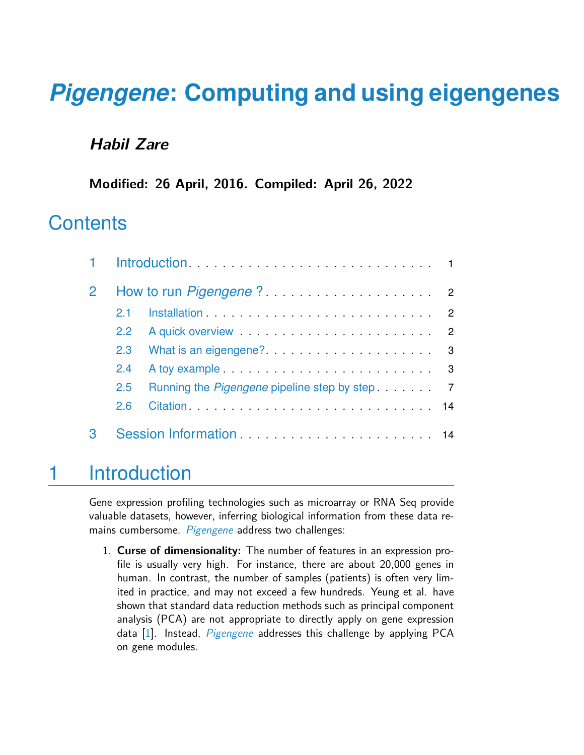# *Pigengene*: Computing and using eigengenes

***Habil Zare***

**Modified: 26 April, 2016. Compiled: April 26, 2022**

## Contents

1 Introduction . . . . . . . . . . . . . . . . . . . . . . . . . . . . . . 1

2 How to run *Pigengene* ? . . . . . . . . . . . . . . . . . . . . . 2

- 2.1 Installation . . . . . . . . . . . . . . . . . . . . . . . . . . . . 2
- 2.2 A quick overview . . . . . . . . . . . . . . . . . . . . . . . . 2
- 2.3 What is an eigengene? . . . . . . . . . . . . . . . . . . . . . 3
- 2.4 A toy example . . . . . . . . . . . . . . . . . . . . . . . . . . 3
- 2.5 Running the *Pigengene* pipeline step by step . . . . . . . 7
- 2.6 Citation . . . . . . . . . . . . . . . . . . . . . . . . . . . . . . 14

3 Session Information . . . . . . . . . . . . . . . . . . . . . . . . 14

# 1 Introduction

Gene expression profiling technologies such as microarray or RNA Seq provide valuable datasets, however, inferring biological information from these data remains cumbersome. *Pigengene* address two challenges:

1. **Curse of dimensionality:** The number of features in an expression profile is usually very high. For instance, there are about 20,000 genes in human. In contrast, the number of samples (patients) is often very limited in practice, and may not exceed a few hundreds. Yeung et al. have shown that standard data reduction methods such as principal component analysis (PCA) are not appropriate to directly apply on gene expression data [1]. Instead, *Pigengene* addresses this challenge by applying PCA on gene modules.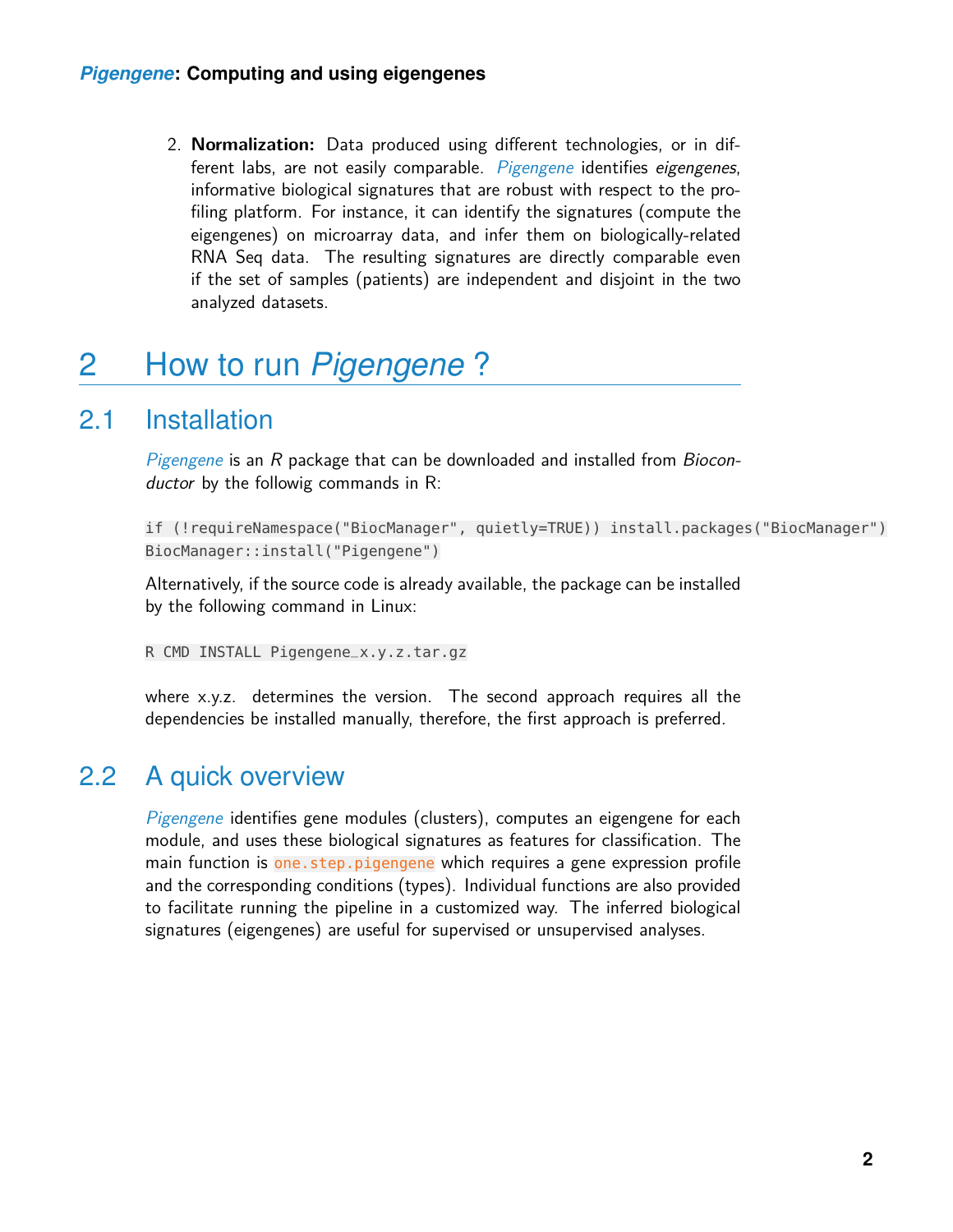2. **Normalization:** Data produced using different technologies, or in different labs, are not easily comparable. *Pigengene* identifies *eigengenes*, informative biological signatures that are robust with respect to the profiling platform. For instance, it can identify the signatures (compute the eigengenes) on microarray data, and infer them on biologically-related RNA Seq data. The resulting signatures are directly comparable even if the set of samples (patients) are independent and disjoint in the two analyzed datasets.

# 2 How to run *Pigengene* ?

## 2.1 Installation

*Pigengene* is an *R* package that can be downloaded and installed from *Bioconductor* by the followig commands in R:

```
if (!requireNamespace("BiocManager", quietly=TRUE)) install.packages("BiocManager")
BiocManager::install("Pigengene")
```

Alternatively, if the source code is already available, the package can be installed by the following command in Linux:

```
R CMD INSTALL Pigengene_x.y.z.tar.gz
```

where x.y.z. determines the version. The second approach requires all the dependencies be installed manually, therefore, the first approach is preferred.

## 2.2 A quick overview

*Pigengene* identifies gene modules (clusters), computes an eigengene for each module, and uses these biological signatures as features for classification. The main function is `one.step.pigengene` which requires a gene expression profile and the corresponding conditions (types). Individual functions are also provided to facilitate running the pipeline in a customized way. The inferred biological signatures (eigengenes) are useful for supervised or unsupervised analyses.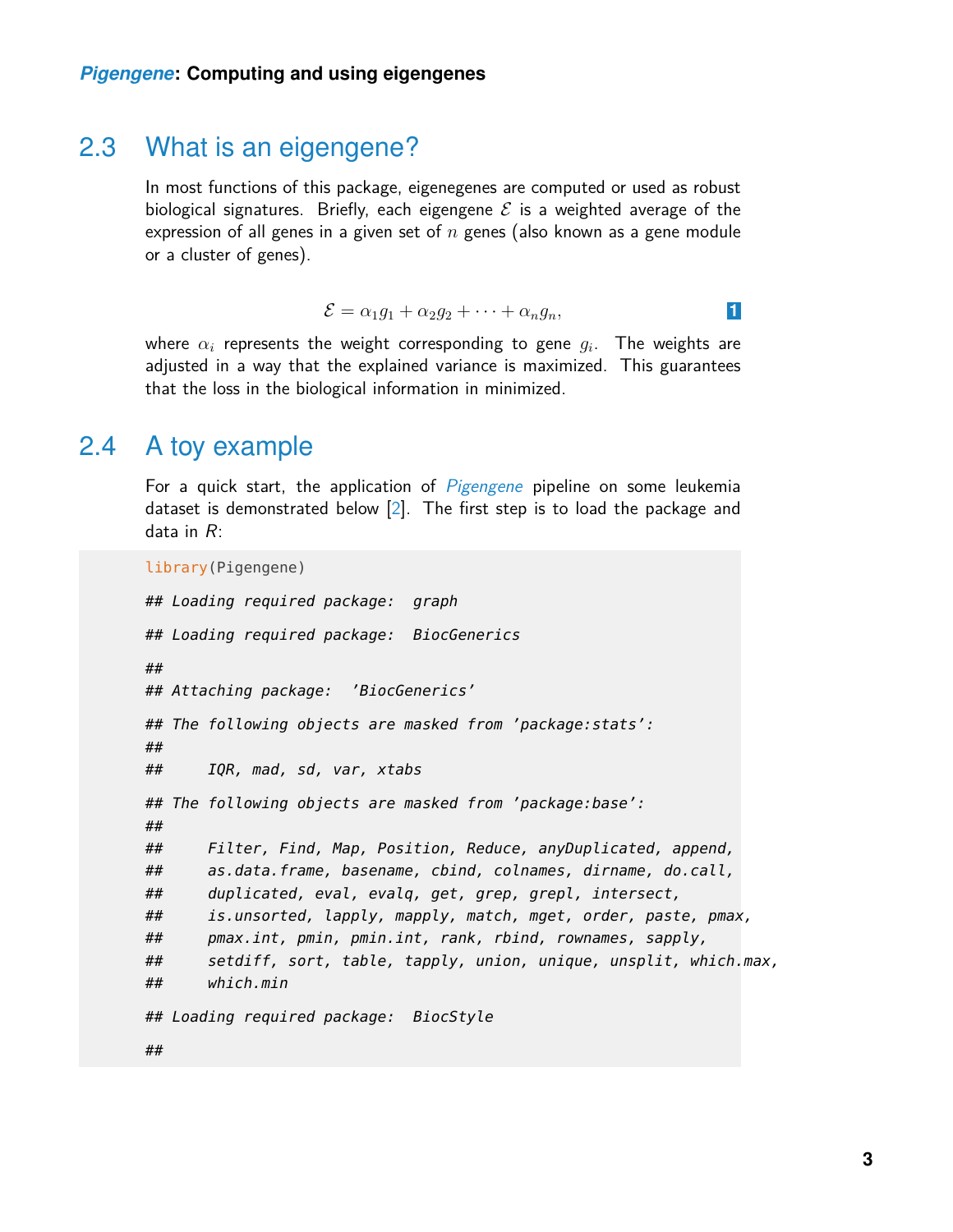## 2.3 What is an eigengene?

In most functions of this package, eigenegenes are computed or used as robust biological signatures. Briefly, each eigengene $\mathcal{E}$ is a weighted average of the expression of all genes in a given set of $n$ genes (also known as a gene module or a cluster of genes).

$$\mathcal{E} = \alpha_1 g_1 + \alpha_2 g_2 + \cdots + \alpha_n g_n, \quad (1)$$

where $\alpha_i$ represents the weight corresponding to gene $g_i$. The weights are adjusted in a way that the explained variance is maximized. This guarantees that the loss in the biological information in minimized.

## 2.4 A toy example

For a quick start, the application of *Pigengene* pipeline on some leukemia dataset is demonstrated below [2]. The first step is to load the package and data in *R*:

```
library(Pigengene)

## Loading required package:  graph

## Loading required package:  BiocGenerics

##
## Attaching package:  'BiocGenerics'

## The following objects are masked from 'package:stats':
##
##     IQR, mad, sd, var, xtabs

## The following objects are masked from 'package:base':
##
##     Filter, Find, Map, Position, Reduce, anyDuplicated, append,
##     as.data.frame, basename, cbind, colnames, dirname, do.call,
##     duplicated, eval, evalq, get, grep, grepl, intersect,
##     is.unsorted, lapply, mapply, match, mget, order, paste, pmax,
##     pmax.int, pmin, pmin.int, rank, rbind, rownames, sapply,
##     setdiff, sort, table, tapply, union, unique, unsplit, which.max,
##     which.min

## Loading required package:  BiocStyle

##
```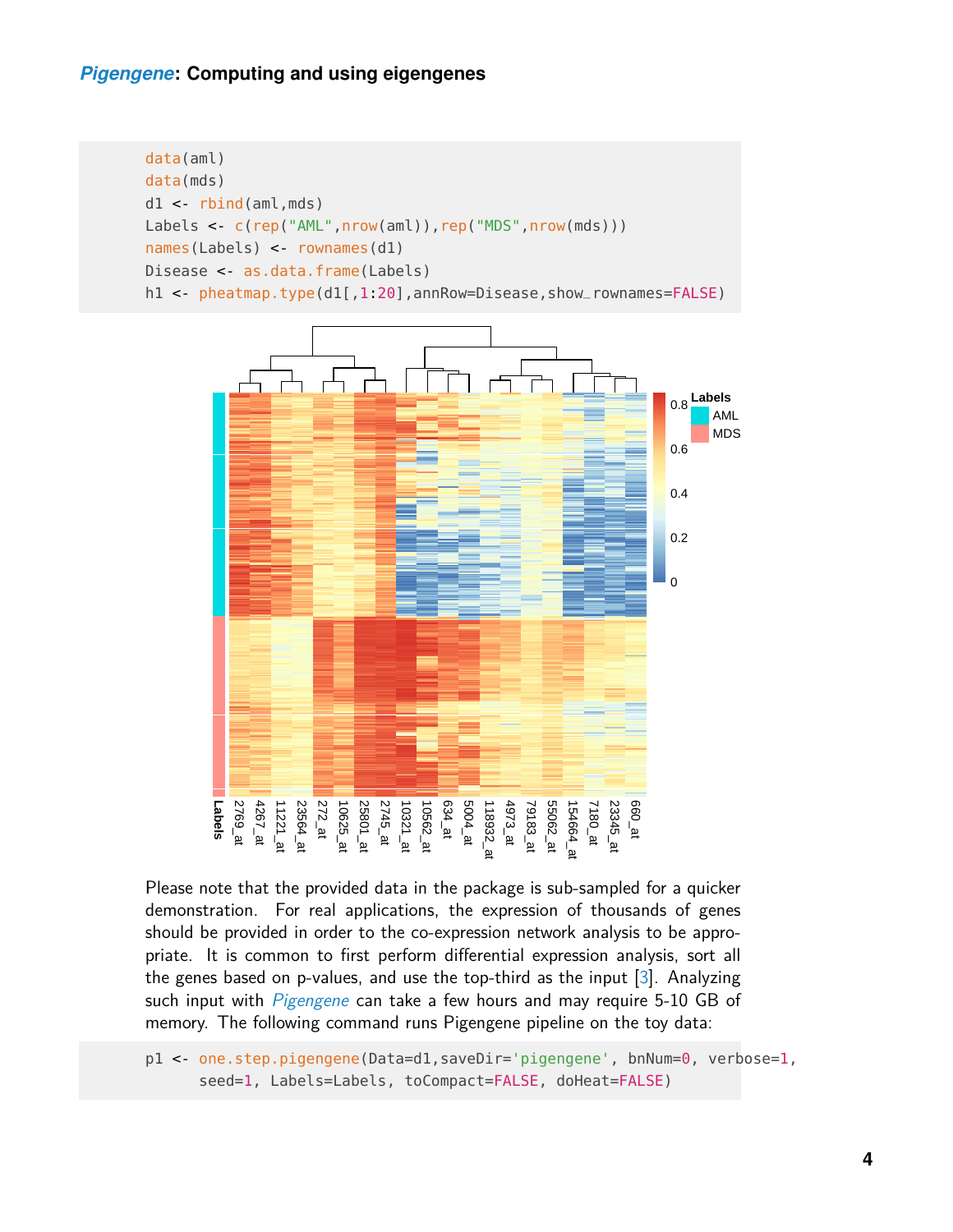```r
data(aml)
data(mds)
d1 <- rbind(aml,mds)
Labels <- c(rep("AML",nrow(aml)),rep("MDS",nrow(mds)))
names(Labels) <- rownames(d1)
Disease <- as.data.frame(Labels)
h1 <- pheatmap.type(d1[,1:20],annRow=Disease,show_rownames=FALSE)
```

Please note that the provided data in the package is sub-sampled for a quicker demonstration. For real applications, the expression of thousands of genes should be provided in order to the co-expression network analysis to be appropriate. It is common to first perform differential expression analysis, sort all the genes based on p-values, and use the top-third as the input [3]. Analyzing such input with *Pigengene* can take a few hours and may require 5-10 GB of memory. The following command runs Pigengene pipeline on the toy data:

```r
p1 <- one.step.pigengene(Data=d1,saveDir='pigengene', bnNum=0, verbose=1,
      seed=1, Labels=Labels, toCompact=FALSE, doHeat=FALSE)
```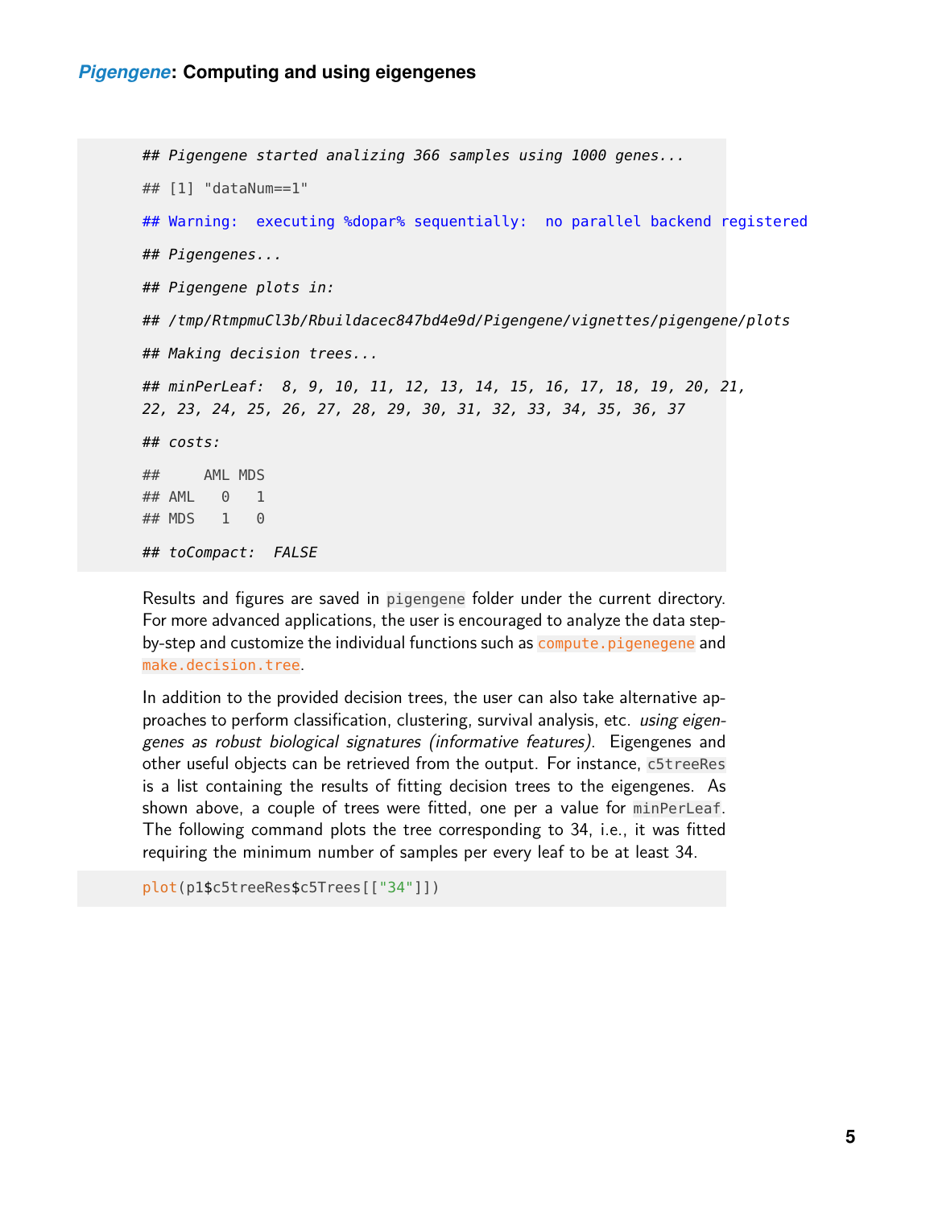```
## Pigengene started analizing 366 samples using 1000 genes...
## [1] "dataNum==1"
## Warning: executing %dopar% sequentially: no parallel backend registered
## Pigengenes...
## Pigengene plots in:
## /tmp/RtmpmuCl3b/Rbuildacec847bd4e9d/Pigengene/vignettes/pigengene/plots
## Making decision trees...
## minPerLeaf: 8, 9, 10, 11, 12, 13, 14, 15, 16, 17, 18, 19, 20, 21,
22, 23, 24, 25, 26, 27, 28, 29, 30, 31, 32, 33, 34, 35, 36, 37
## costs:
##     AML MDS
## AML   0   1
## MDS   1   0
## toCompact: FALSE
```

Results and figures are saved in `pigengene` folder under the current directory. For more advanced applications, the user is encouraged to analyze the data step-by-step and customize the individual functions such as `compute.pigenegene` and `make.decision.tree`.

In addition to the provided decision trees, the user can also take alternative approaches to perform classification, clustering, survival analysis, etc. *using eigengenes as robust biological signatures (informative features)*. Eigengenes and other useful objects can be retrieved from the output. For instance, `c5treeRes` is a list containing the results of fitting decision trees to the eigengenes. As shown above, a couple of trees were fitted, one per a value for `minPerLeaf`. The following command plots the tree corresponding to 34, i.e., it was fitted requiring the minimum number of samples per every leaf to be at least 34.

```
plot(p1$c5treeRes$c5Trees[["34"]])
```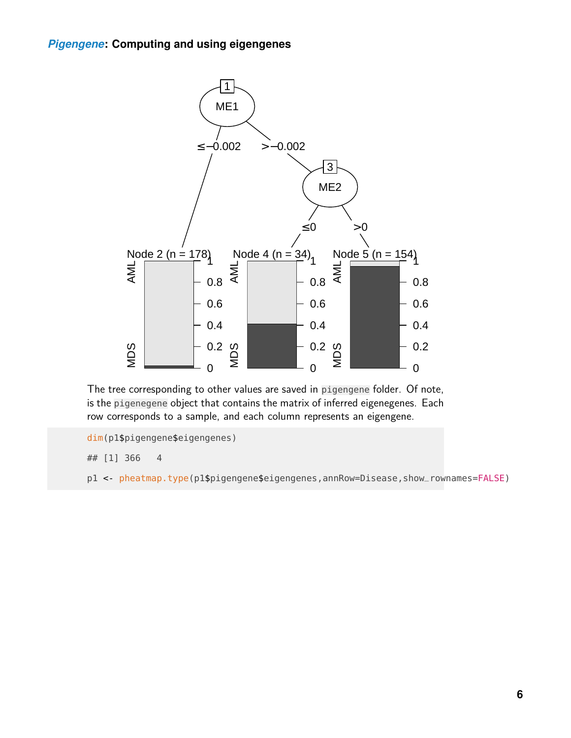The tree corresponding to other values are saved in `pigengene` folder. Of note, is the `pigenegene` object that contains the matrix of inferred eigenegenes. Each row corresponds to a sample, and each column represents an eigengene.

```
dim(p1$pigengene$eigengenes)

## [1] 366   4

p1 <- pheatmap.type(p1$pigengene$eigengenes,annRow=Disease,show_rownames=FALSE)
```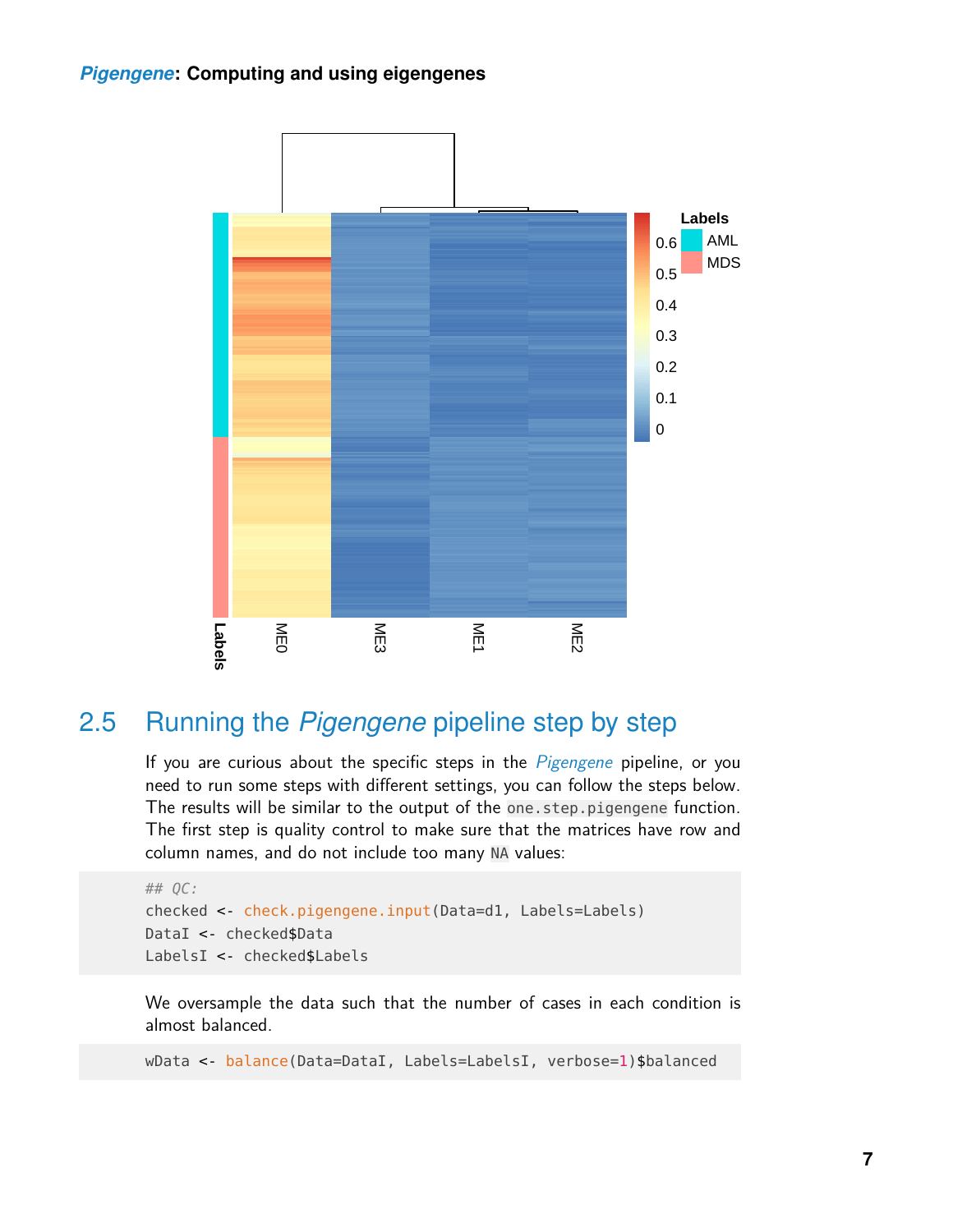## 2.5 Running the *Pigengene* pipeline step by step

If you are curious about the specific steps in the *Pigengene* pipeline, or you need to run some steps with different settings, you can follow the steps below. The results will be similar to the output of the `one.step.pigengene` function. The first step is quality control to make sure that the matrices have row and column names, and do not include too many `NA` values:

```
## QC:
checked <- check.pigengene.input(Data=d1, Labels=Labels)
DataI <- checked$Data
LabelsI <- checked$Labels
```

We oversample the data such that the number of cases in each condition is almost balanced.

```
wData <- balance(Data=DataI, Labels=LabelsI, verbose=1)$balanced
```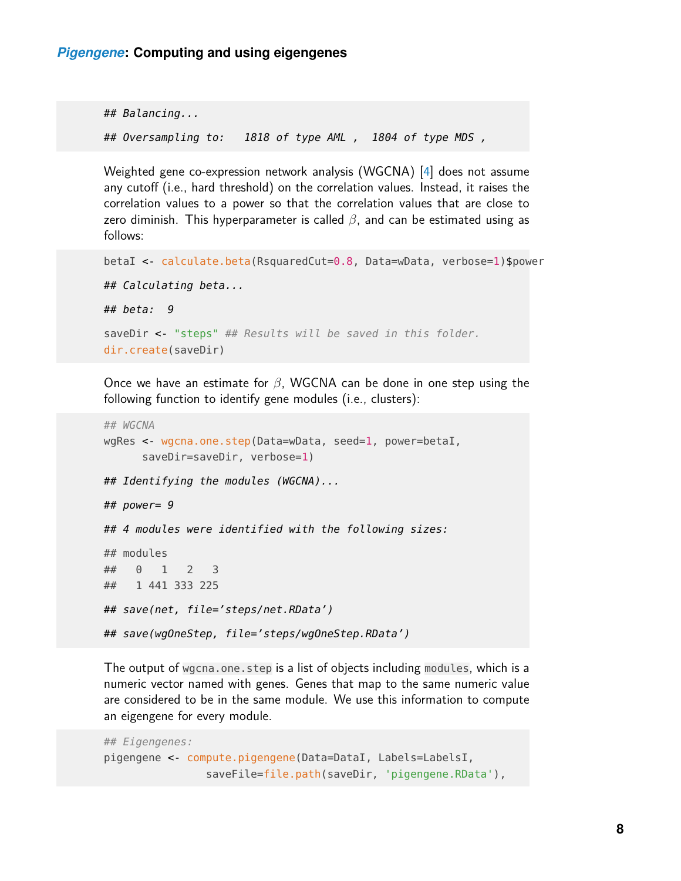```
## Balancing...
## Oversampling to:   1818 of type AML ,  1804 of type MDS ,
```

Weighted gene co-expression network analysis (WGCNA) [4] does not assume any cutoff (i.e., hard threshold) on the correlation values. Instead, it raises the correlation values to a power so that the correlation values that are close to zero diminish. This hyperparameter is called $\beta$, and can be estimated using as follows:

```
betaI <- calculate.beta(RsquaredCut=0.8, Data=wData, verbose=1)$power
## Calculating beta...
## beta:  9
saveDir <- "steps" ## Results will be saved in this folder.
dir.create(saveDir)
```

Once we have an estimate for $\beta$, WGCNA can be done in one step using the following function to identify gene modules (i.e., clusters):

```
## WGCNA
wgRes <- wgcna.one.step(Data=wData, seed=1, power=betaI,
      saveDir=saveDir, verbose=1)
## Identifying the modules (WGCNA)...
## power= 9
## 4 modules were identified with the following sizes:
## modules
##   0   1   2   3
##   1 441 333 225
## save(net, file='steps/net.RData')
## save(wgOneStep, file='steps/wgOneStep.RData')
```

The output of `wgcna.one.step` is a list of objects including `modules`, which is a numeric vector named with genes. Genes that map to the same numeric value are considered to be in the same module. We use this information to compute an eigengene for every module.

```
## Eigengenes:
pigengene <- compute.pigengene(Data=DataI, Labels=LabelsI,
                saveFile=file.path(saveDir, 'pigengene.RData'),
```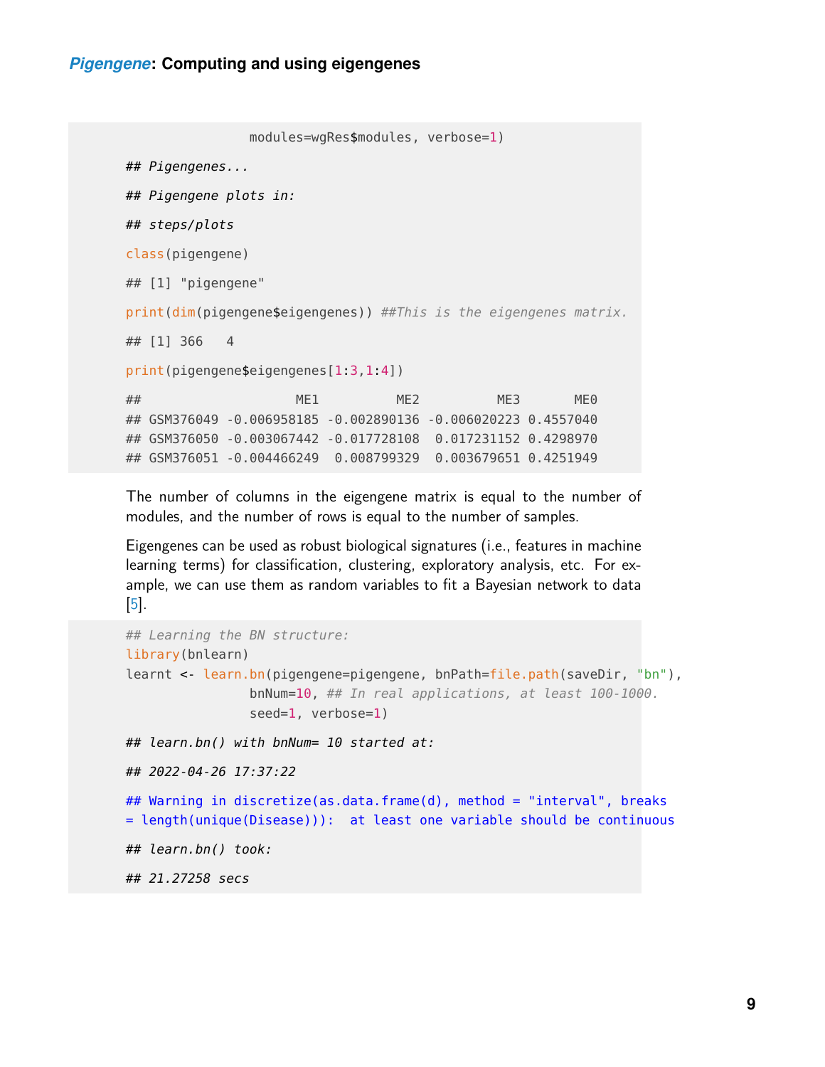```
                  modules=wgRes$modules, verbose=1)

## Pigengenes...

## Pigengene plots in:

## steps/plots

class(pigengene)

## [1] "pigengene"

print(dim(pigengene$eigengenes)) ##This is the eigengenes matrix.

## [1] 366   4

print(pigengene$eigengenes[1:3,1:4])

##                    ME1          ME2          ME3       ME0
## GSM376049 -0.006958185 -0.002890136 -0.006020223 0.4557040
## GSM376050 -0.003067442 -0.017728108  0.017231152 0.4298970
## GSM376051 -0.004466249  0.008799329  0.003679651 0.4251949
```

The number of columns in the eigengene matrix is equal to the number of modules, and the number of rows is equal to the number of samples.

Eigengenes can be used as robust biological signatures (i.e., features in machine learning terms) for classification, clustering, exploratory analysis, etc. For example, we can use them as random variables to fit a Bayesian network to data [5].

```
## Learning the BN structure:
library(bnlearn)
learnt <- learn.bn(pigengene=pigengene, bnPath=file.path(saveDir, "bn"),
                  bnNum=10, ## In real applications, at least 100-1000.
                  seed=1, verbose=1)

## learn.bn() with bnNum= 10 started at:

## 2022-04-26 17:37:22

## Warning in discretize(as.data.frame(d), method = "interval", breaks
= length(unique(Disease))):  at least one variable should be continuous

## learn.bn() took:

## 21.27258 secs
```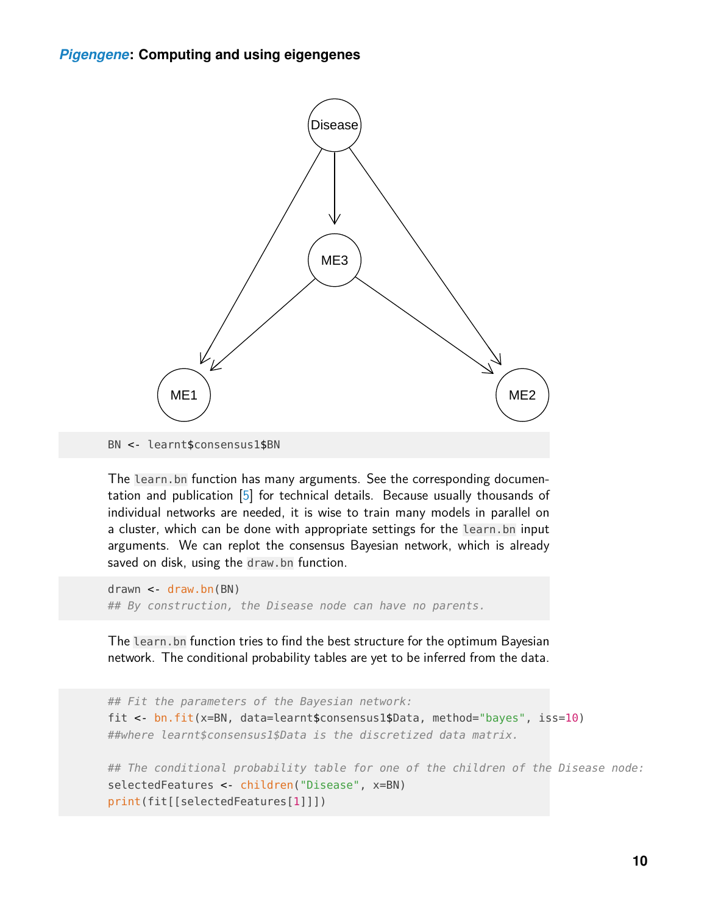```
BN <- learnt$consensus1$BN
```

The `learn.bn` function has many arguments. See the corresponding documentation and publication [5] for technical details. Because usually thousands of individual networks are needed, it is wise to train many models in parallel on a cluster, which can be done with appropriate settings for the `learn.bn` input arguments. We can replot the consensus Bayesian network, which is already saved on disk, using the `draw.bn` function.

```
drawn <- draw.bn(BN)
## By construction, the Disease node can have no parents.
```

The `learn.bn` function tries to find the best structure for the optimum Bayesian network. The conditional probability tables are yet to be inferred from the data.

```
## Fit the parameters of the Bayesian network:
fit <- bn.fit(x=BN, data=learnt$consensus1$Data, method="bayes", iss=10)
##where learnt$consensus1$Data is the discretized data matrix.

## The conditional probability table for one of the children of the Disease node:
selectedFeatures <- children("Disease", x=BN)
print(fit[[selectedFeatures[1]]])
```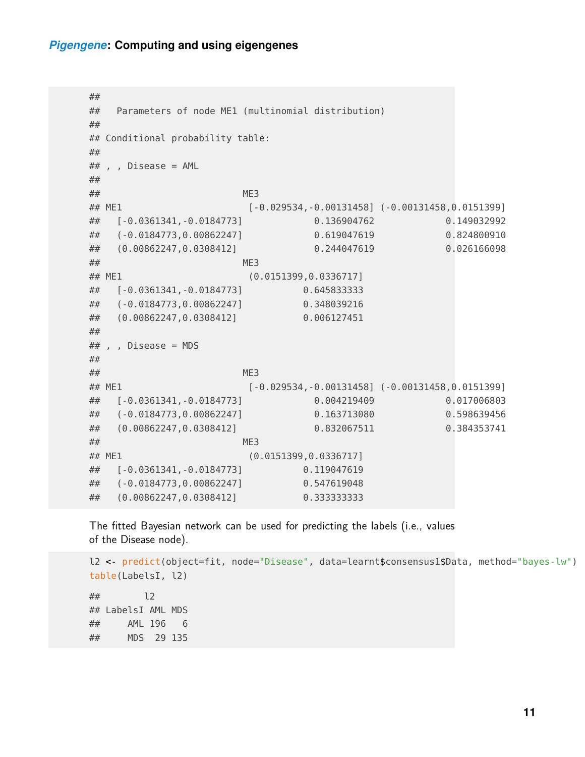```
##
##   Parameters of node ME1 (multinomial distribution)
##
## Conditional probability table:
##
## , , Disease = AML
##
##                           ME3
## ME1                         [-0.029534,-0.00131458] (-0.00131458,0.0151399]
##   [-0.0361341,-0.0184773]            0.136904762            0.149032992
##   (-0.0184773,0.00862247]            0.619047619            0.824800910
##   (0.00862247,0.0308412]             0.244047619            0.026166098
##                           ME3
## ME1                         (0.0151399,0.0336717]
##   [-0.0361341,-0.0184773]          0.645833333
##   (-0.0184773,0.00862247]          0.348039216
##   (0.00862247,0.0308412]           0.006127451
##
## , , Disease = MDS
##
##                           ME3
## ME1                         [-0.029534,-0.00131458] (-0.00131458,0.0151399]
##   [-0.0361341,-0.0184773]            0.004219409            0.017006803
##   (-0.0184773,0.00862247]            0.163713080            0.598639456
##   (0.00862247,0.0308412]             0.832067511            0.384353741
##                           ME3
## ME1                         (0.0151399,0.0336717]
##   [-0.0361341,-0.0184773]          0.119047619
##   (-0.0184773,0.00862247]          0.547619048
##   (0.00862247,0.0308412]           0.333333333
```

The fitted Bayesian network can be used for predicting the labels (i.e., values of the Disease node).

```
l2 <- predict(object=fit, node="Disease", data=learnt$consensus1$Data, method="bayes-lw")
table(LabelsI, l2)
```

```
##        l2
## LabelsI AML MDS
##     AML 196   6
##     MDS  29 135
```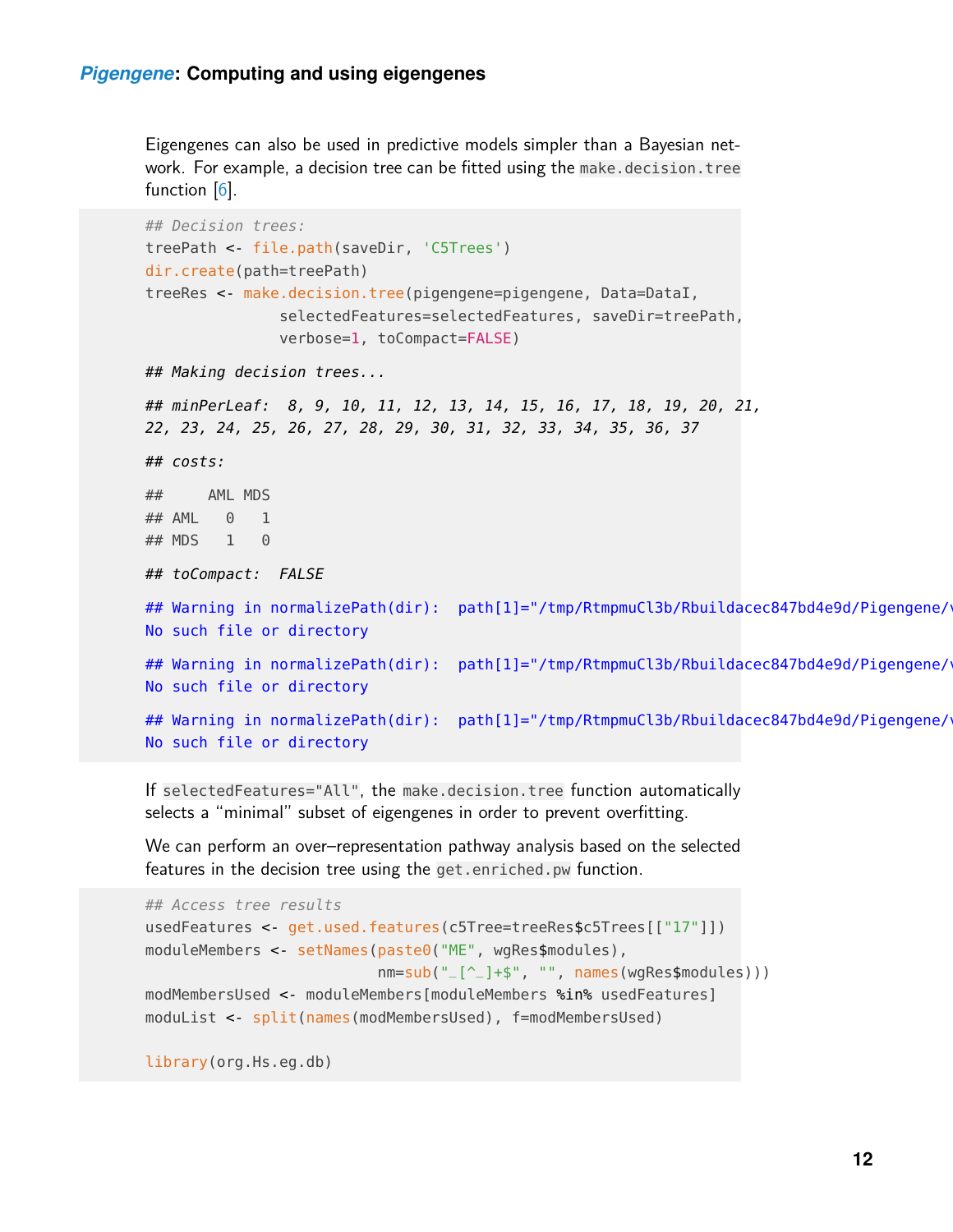Eigengenes can also be used in predictive models simpler than a Bayesian network. For example, a decision tree can be fitted using the `make.decision.tree` function [6].

```
## Decision trees:
treePath <- file.path(saveDir, 'C5Trees')
dir.create(path=treePath)
treeRes <- make.decision.tree(pigengene=pigengene, Data=DataI,
             selectedFeatures=selectedFeatures, saveDir=treePath,
             verbose=1, toCompact=FALSE)

## Making decision trees...

## minPerLeaf:  8, 9, 10, 11, 12, 13, 14, 15, 16, 17, 18, 19, 20, 21,
22, 23, 24, 25, 26, 27, 28, 29, 30, 31, 32, 33, 34, 35, 36, 37

## costs:

##     AML MDS
## AML   0   1
## MDS   1   0

## toCompact:  FALSE

## Warning in normalizePath(dir):  path[1]="/tmp/RtmpmuCl3b/Rbuildacec847bd4e9d/Pigengene/v
No such file or directory

## Warning in normalizePath(dir):  path[1]="/tmp/RtmpmuCl3b/Rbuildacec847bd4e9d/Pigengene/v
No such file or directory

## Warning in normalizePath(dir):  path[1]="/tmp/RtmpmuCl3b/Rbuildacec847bd4e9d/Pigengene/v
No such file or directory
```

If `selectedFeatures="All"`, the `make.decision.tree` function automatically selects a "minimal" subset of eigengenes in order to prevent overfitting.

We can perform an over–representation pathway analysis based on the selected features in the decision tree using the `get.enriched.pw` function.

```
## Access tree results
usedFeatures <- get.used.features(c5Tree=treeRes$c5Trees[["17"]])
moduleMembers <- setNames(paste0("ME", wgRes$modules),
                          nm=sub("_[^_]+$", "", names(wgRes$modules)))
modMembersUsed <- moduleMembers[moduleMembers %in% usedFeatures]
moduList <- split(names(modMembersUsed), f=modMembersUsed)

library(org.Hs.eg.db)
```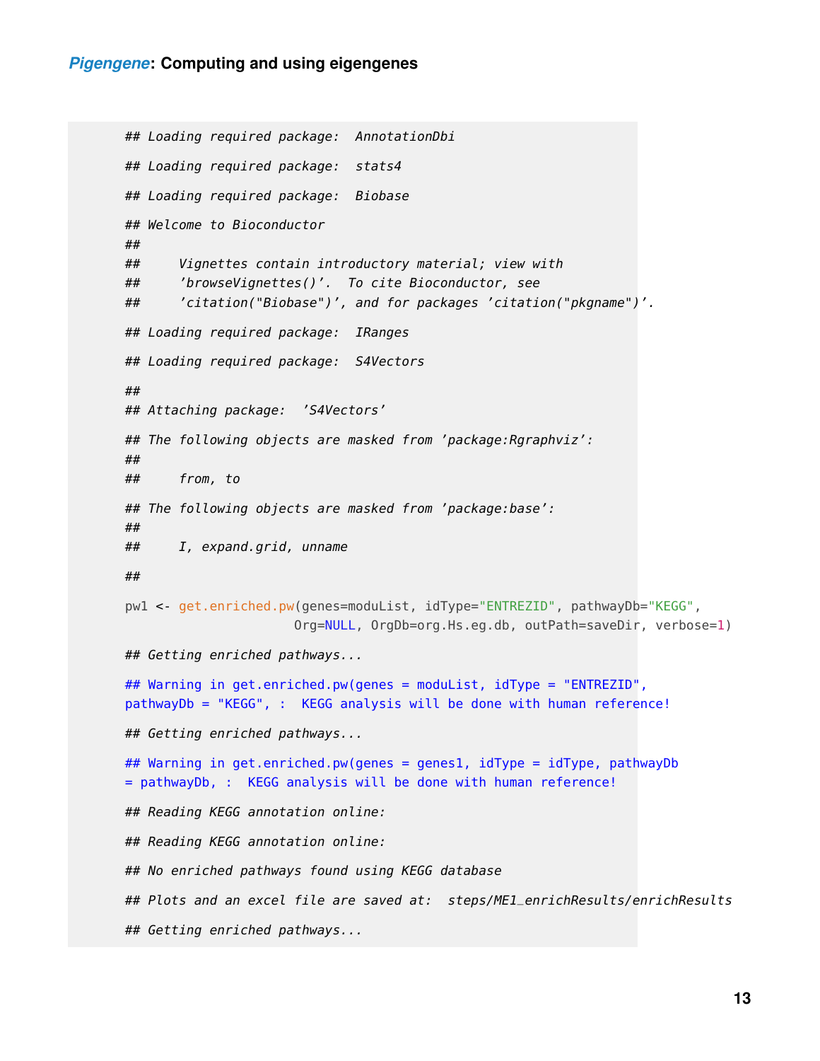```
## Loading required package:  AnnotationDbi

## Loading required package:  stats4

## Loading required package:  Biobase

## Welcome to Bioconductor
##
##     Vignettes contain introductory material; view with
##     'browseVignettes()'.  To cite Bioconductor, see
##     'citation("Biobase")', and for packages 'citation("pkgname")'.

## Loading required package:  IRanges

## Loading required package:  S4Vectors

##
## Attaching package:  'S4Vectors'

## The following objects are masked from 'package:Rgraphviz':
##
##     from, to

## The following objects are masked from 'package:base':
##
##     I, expand.grid, unname

##

pw1 <- get.enriched.pw(genes=moduList, idType="ENTREZID", pathwayDb="KEGG",
                       Org=NULL, OrgDb=org.Hs.eg.db, outPath=saveDir, verbose=1)

## Getting enriched pathways...

## Warning in get.enriched.pw(genes = moduList, idType = "ENTREZID",
pathwayDb = "KEGG", :  KEGG analysis will be done with human reference!

## Getting enriched pathways...

## Warning in get.enriched.pw(genes = genes1, idType = idType, pathwayDb
= pathwayDb, :  KEGG analysis will be done with human reference!

## Reading KEGG annotation online:

## Reading KEGG annotation online:

## No enriched pathways found using KEGG database

## Plots and an excel file are saved at:  steps/ME1_enrichResults/enrichResults

## Getting enriched pathways...
```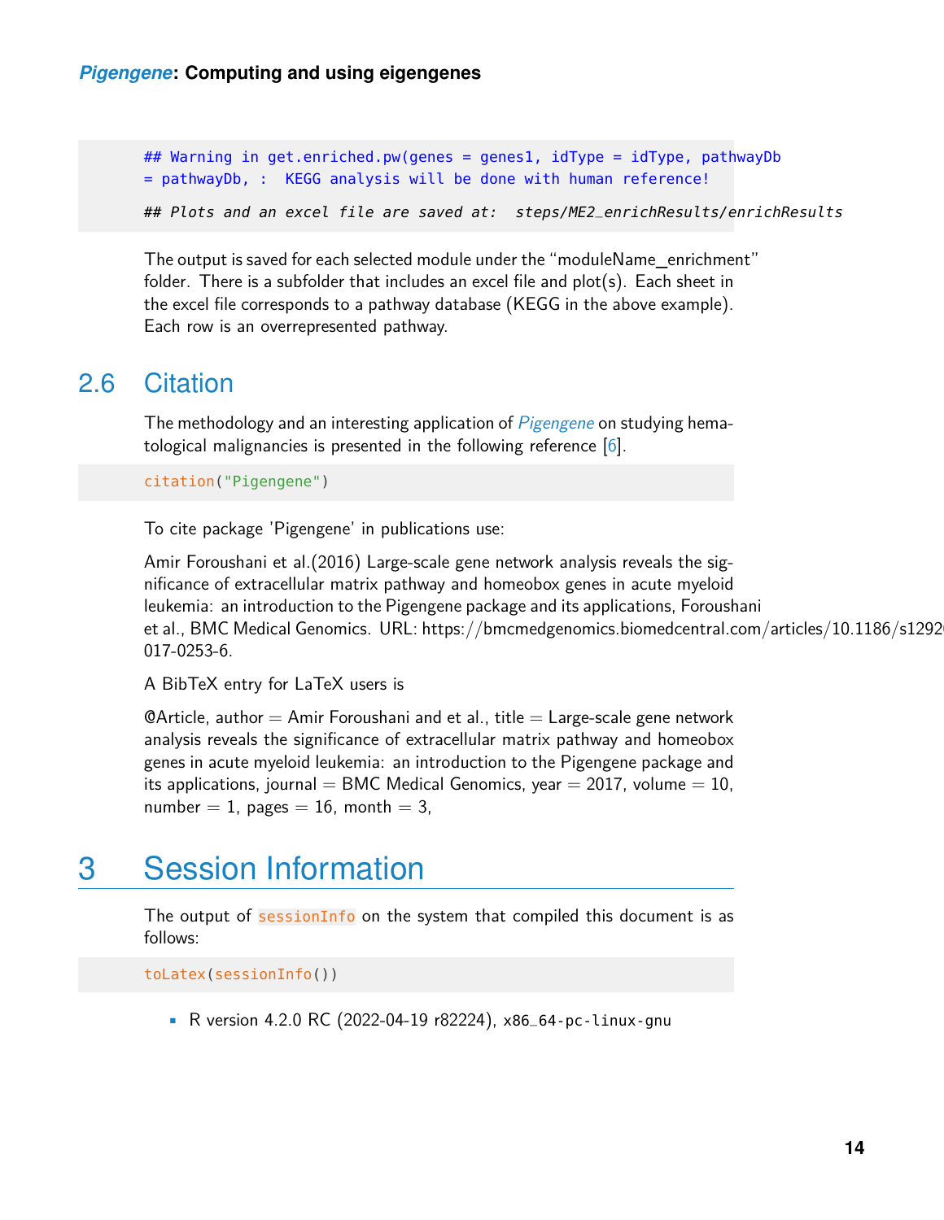```
## Warning in get.enriched.pw(genes = genes1, idType = idType, pathwayDb
= pathwayDb, :  KEGG analysis will be done with human reference!

## Plots and an excel file are saved at:  steps/ME2_enrichResults/enrichResults
```

The output is saved for each selected module under the "moduleName_enrichment" folder. There is a subfolder that includes an excel file and plot(s). Each sheet in the excel file corresponds to a pathway database (KEGG in the above example). Each row is an overrepresented pathway.

## 2.6 Citation

The methodology and an interesting application of *Pigengene* on studying hematological malignancies is presented in the following reference [6].

```
citation("Pigengene")
```

To cite package 'Pigengene' in publications use:

Amir Foroushani et al.(2016) Large-scale gene network analysis reveals the significance of extracellular matrix pathway and homeobox genes in acute myeloid leukemia: an introduction to the Pigengene package and its applications, Foroushani et al., BMC Medical Genomics. URL: https://bmcmedgenomics.biomedcentral.com/articles/10.1186/s12920-017-0253-6.

A BibTeX entry for LaTeX users is

@Article, author = Amir Foroushani and et al., title = Large-scale gene network analysis reveals the significance of extracellular matrix pathway and homeobox genes in acute myeloid leukemia: an introduction to the Pigengene package and its applications, journal = BMC Medical Genomics, year = 2017, volume = 10, number = 1, pages = 16, month = 3,

# 3 Session Information

The output of `sessionInfo` on the system that compiled this document is as follows:

```
toLatex(sessionInfo())
```

- R version 4.2.0 RC (2022-04-19 r82224), `x86_64-pc-linux-gnu`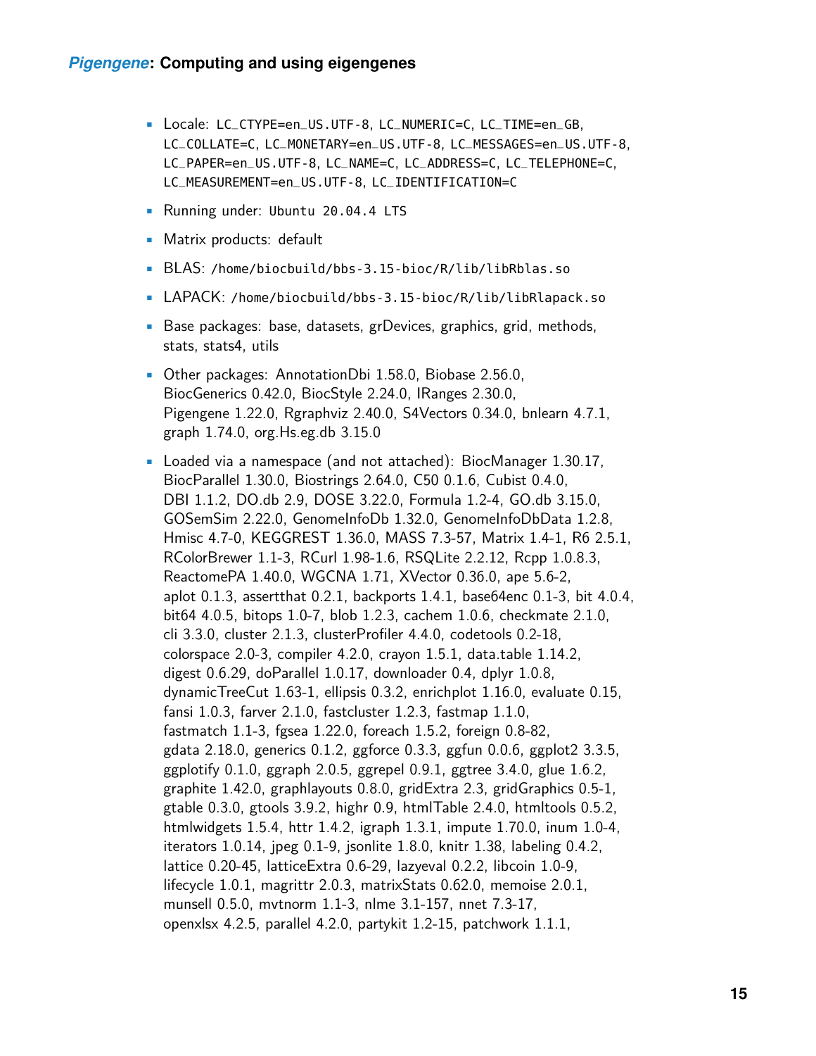- Locale: `LC_CTYPE=en_US.UTF-8`, `LC_NUMERIC=C`, `LC_TIME=en_GB`, `LC_COLLATE=C`, `LC_MONETARY=en_US.UTF-8`, `LC_MESSAGES=en_US.UTF-8`, `LC_PAPER=en_US.UTF-8`, `LC_NAME=C`, `LC_ADDRESS=C`, `LC_TELEPHONE=C`, `LC_MEASUREMENT=en_US.UTF-8`, `LC_IDENTIFICATION=C`
- Running under: `Ubuntu 20.04.4 LTS`
- Matrix products: default
- BLAS: `/home/biocbuild/bbs-3.15-bioc/R/lib/libRblas.so`
- LAPACK: `/home/biocbuild/bbs-3.15-bioc/R/lib/libRlapack.so`
- Base packages: base, datasets, grDevices, graphics, grid, methods, stats, stats4, utils
- Other packages: AnnotationDbi 1.58.0, Biobase 2.56.0, BiocGenerics 0.42.0, BiocStyle 2.24.0, IRanges 2.30.0, Pigengene 1.22.0, Rgraphviz 2.40.0, S4Vectors 0.34.0, bnlearn 4.7.1, graph 1.74.0, org.Hs.eg.db 3.15.0
- Loaded via a namespace (and not attached): BiocManager 1.30.17, BiocParallel 1.30.0, Biostrings 2.64.0, C50 0.1.6, Cubist 0.4.0, DBI 1.1.2, DO.db 2.9, DOSE 3.22.0, Formula 1.2-4, GO.db 3.15.0, GOSemSim 2.22.0, GenomeInfoDb 1.32.0, GenomeInfoDbData 1.2.8, Hmisc 4.7-0, KEGGREST 1.36.0, MASS 7.3-57, Matrix 1.4-1, R6 2.5.1, RColorBrewer 1.1-3, RCurl 1.98-1.6, RSQLite 2.2.12, Rcpp 1.0.8.3, ReactomePA 1.40.0, WGCNA 1.71, XVector 0.36.0, ape 5.6-2, aplot 0.1.3, assertthat 0.2.1, backports 1.4.1, base64enc 0.1-3, bit 4.0.4, bit64 4.0.5, bitops 1.0-7, blob 1.2.3, cachem 1.0.6, checkmate 2.1.0, cli 3.3.0, cluster 2.1.3, clusterProfiler 4.4.0, codetools 0.2-18, colorspace 2.0-3, compiler 4.2.0, crayon 1.5.1, data.table 1.14.2, digest 0.6.29, doParallel 1.0.17, downloader 0.4, dplyr 1.0.8, dynamicTreeCut 1.63-1, ellipsis 0.3.2, enrichplot 1.16.0, evaluate 0.15, fansi 1.0.3, farver 2.1.0, fastcluster 1.2.3, fastmap 1.1.0, fastmatch 1.1-3, fgsea 1.22.0, foreach 1.5.2, foreign 0.8-82, gdata 2.18.0, generics 0.1.2, ggforce 0.3.3, ggfun 0.0.6, ggplot2 3.3.5, ggplotify 0.1.0, ggraph 2.0.5, ggrepel 0.9.1, ggtree 3.4.0, glue 1.6.2, graphite 1.42.0, graphlayouts 0.8.0, gridExtra 2.3, gridGraphics 0.5-1, gtable 0.3.0, gtools 3.9.2, highr 0.9, htmlTable 2.4.0, htmltools 0.5.2, htmlwidgets 1.5.4, httr 1.4.2, igraph 1.3.1, impute 1.70.0, inum 1.0-4, iterators 1.0.14, jpeg 0.1-9, jsonlite 1.8.0, knitr 1.38, labeling 0.4.2, lattice 0.20-45, latticeExtra 0.6-29, lazyeval 0.2.2, libcoin 1.0-9, lifecycle 1.0.1, magrittr 2.0.3, matrixStats 0.62.0, memoise 2.0.1, munsell 0.5.0, mvtnorm 1.1-3, nlme 3.1-157, nnet 7.3-17, openxlsx 4.2.5, parallel 4.2.0, partykit 1.2-15, patchwork 1.1.1,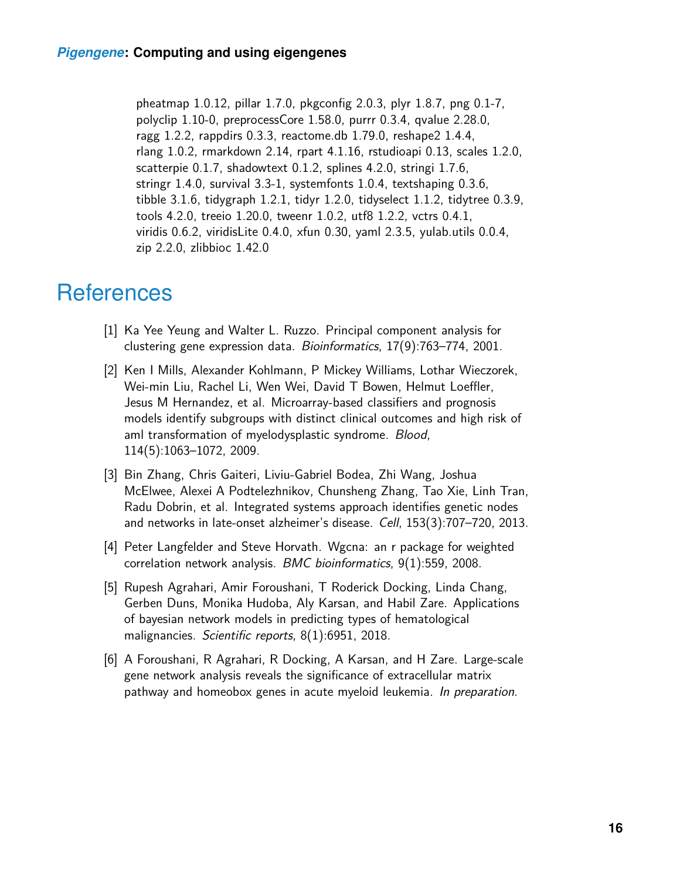pheatmap 1.0.12, pillar 1.7.0, pkgconfig 2.0.3, plyr 1.8.7, png 0.1-7, polyclip 1.10-0, preprocessCore 1.58.0, purrr 0.3.4, qvalue 2.28.0, ragg 1.2.2, rappdirs 0.3.3, reactome.db 1.79.0, reshape2 1.4.4, rlang 1.0.2, rmarkdown 2.14, rpart 4.1.16, rstudioapi 0.13, scales 1.2.0, scatterpie 0.1.7, shadowtext 0.1.2, splines 4.2.0, stringi 1.7.6, stringr 1.4.0, survival 3.3-1, systemfonts 1.0.4, textshaping 0.3.6, tibble 3.1.6, tidygraph 1.2.1, tidyr 1.2.0, tidyselect 1.1.2, tidytree 0.3.9, tools 4.2.0, treeio 1.20.0, tweenr 1.0.2, utf8 1.2.2, vctrs 0.4.1, viridis 0.6.2, viridisLite 0.4.0, xfun 0.30, yaml 2.3.5, yulab.utils 0.0.4, zip 2.2.0, zlibbioc 1.42.0

# References

[1] Ka Yee Yeung and Walter L. Ruzzo. Principal component analysis for clustering gene expression data. *Bioinformatics*, 17(9):763–774, 2001.

[2] Ken I Mills, Alexander Kohlmann, P Mickey Williams, Lothar Wieczorek, Wei-min Liu, Rachel Li, Wen Wei, David T Bowen, Helmut Loeffler, Jesus M Hernandez, et al. Microarray-based classifiers and prognosis models identify subgroups with distinct clinical outcomes and high risk of aml transformation of myelodysplastic syndrome. *Blood*, 114(5):1063–1072, 2009.

[3] Bin Zhang, Chris Gaiteri, Liviu-Gabriel Bodea, Zhi Wang, Joshua McElwee, Alexei A Podtelezhnikov, Chunsheng Zhang, Tao Xie, Linh Tran, Radu Dobrin, et al. Integrated systems approach identifies genetic nodes and networks in late-onset alzheimer's disease. *Cell*, 153(3):707–720, 2013.

[4] Peter Langfelder and Steve Horvath. Wgcna: an r package for weighted correlation network analysis. *BMC bioinformatics*, 9(1):559, 2008.

[5] Rupesh Agrahari, Amir Foroushani, T Roderick Docking, Linda Chang, Gerben Duns, Monika Hudoba, Aly Karsan, and Habil Zare. Applications of bayesian network models in predicting types of hematological malignancies. *Scientific reports*, 8(1):6951, 2018.

[6] A Foroushani, R Agrahari, R Docking, A Karsan, and H Zare. Large-scale gene network analysis reveals the significance of extracellular matrix pathway and homeobox genes in acute myeloid leukemia. *In preparation*.